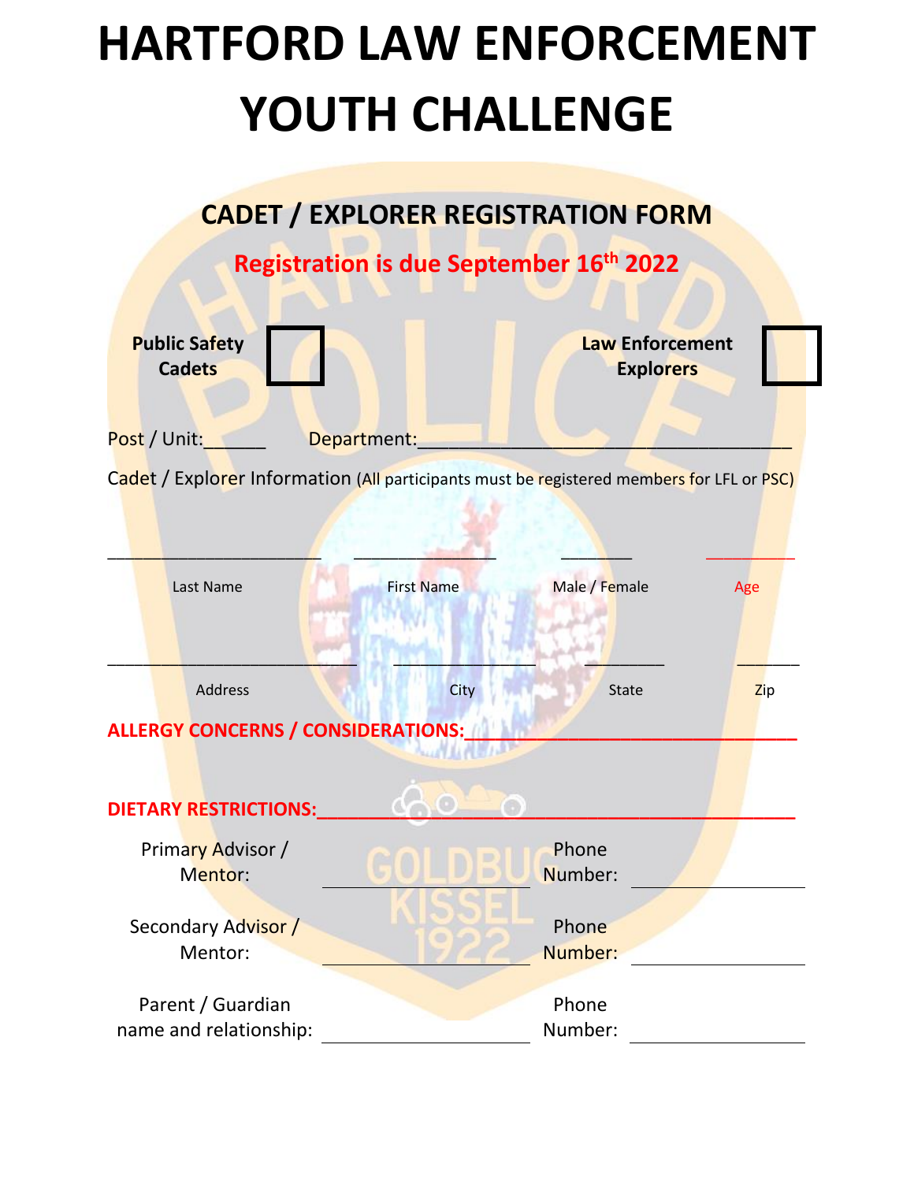# HARTFORD LAW ENFORCEMENT YOUTH CHALLENGE

## CADET / EXPLORER REGISTRATION FORM

**Registration is due September 16th 2022**

**Public Safety Cadets** ☐ **Law Enforcement Explorers** ☐

Post / Unit:______ Department:______________________________________

Cadet / Explorer Information (All participants must be registered members for LFL or PSC)

______________________ ________________ ________ __________

Last Name First Name Male / Female Age

____________________________ ________________ _________ _______

Address City State Zip

**ALLERGY CONCERNS / CONSIDERATIONS:**______________________________

**DIETARY RESTRICTIONS:**_______________________________________________

Primary Advisor / Mentor: ______________________ Phone Number: ________________

Secondary Advisor / Mentor: ______________________ Phone Number: ________________

Parent / Guardian name and relationship: ______________________ Phone Number: ________________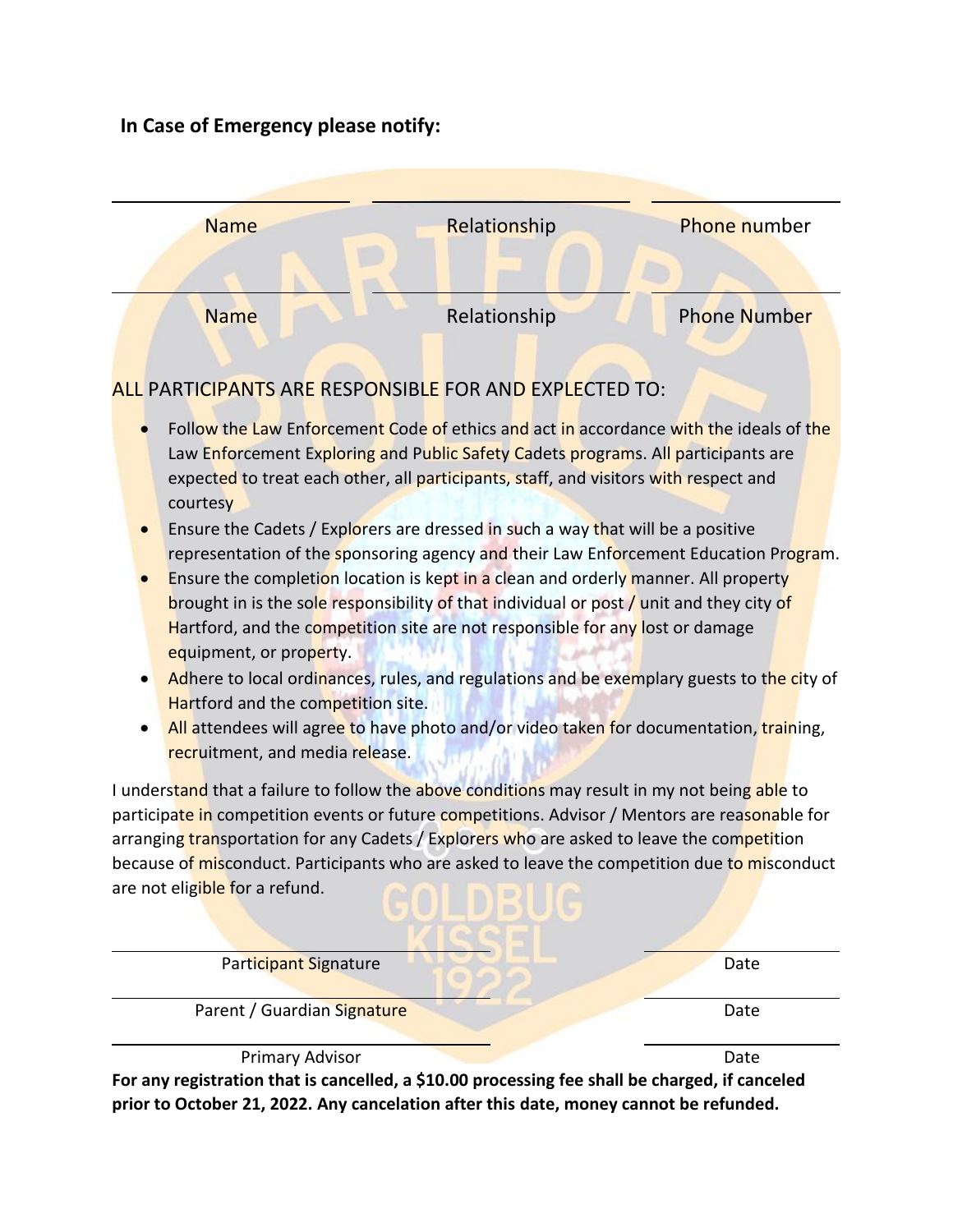**In Case of Emergency please notify:**

| | | |
|---|---|---|
| Name | Relationship | Phone number |
| Name | Relationship | Phone Number |

ALL PARTICIPANTS ARE RESPONSIBLE FOR AND EXPLECTED TO:

- Follow the Law Enforcement Code of ethics and act in accordance with the ideals of the Law Enforcement Exploring and Public Safety Cadets programs. All participants are expected to treat each other, all participants, staff, and visitors with respect and courtesy
- Ensure the Cadets / Explorers are dressed in such a way that will be a positive representation of the sponsoring agency and their Law Enforcement Education Program.
- Ensure the completion location is kept in a clean and orderly manner. All property brought in is the sole responsibility of that individual or post / unit and they city of Hartford, and the competition site are not responsible for any lost or damage equipment, or property.
- Adhere to local ordinances, rules, and regulations and be exemplary guests to the city of Hartford and the competition site.
- All attendees will agree to have photo and/or video taken for documentation, training, recruitment, and media release.

I understand that a failure to follow the above conditions may result in my not being able to participate in competition events or future competitions. Advisor / Mentors are reasonable for arranging transportation for any Cadets / Explorers who are asked to leave the competition because of misconduct. Participants who are asked to leave the competition due to misconduct are not eligible for a refund.

| | |
|---|---|
| Participant Signature | Date |
| Parent / Guardian Signature | Date |
| Primary Advisor | Date |

**For any registration that is cancelled, a $10.00 processing fee shall be charged, if canceled prior to October 21, 2022. Any cancelation after this date, money cannot be refunded.**